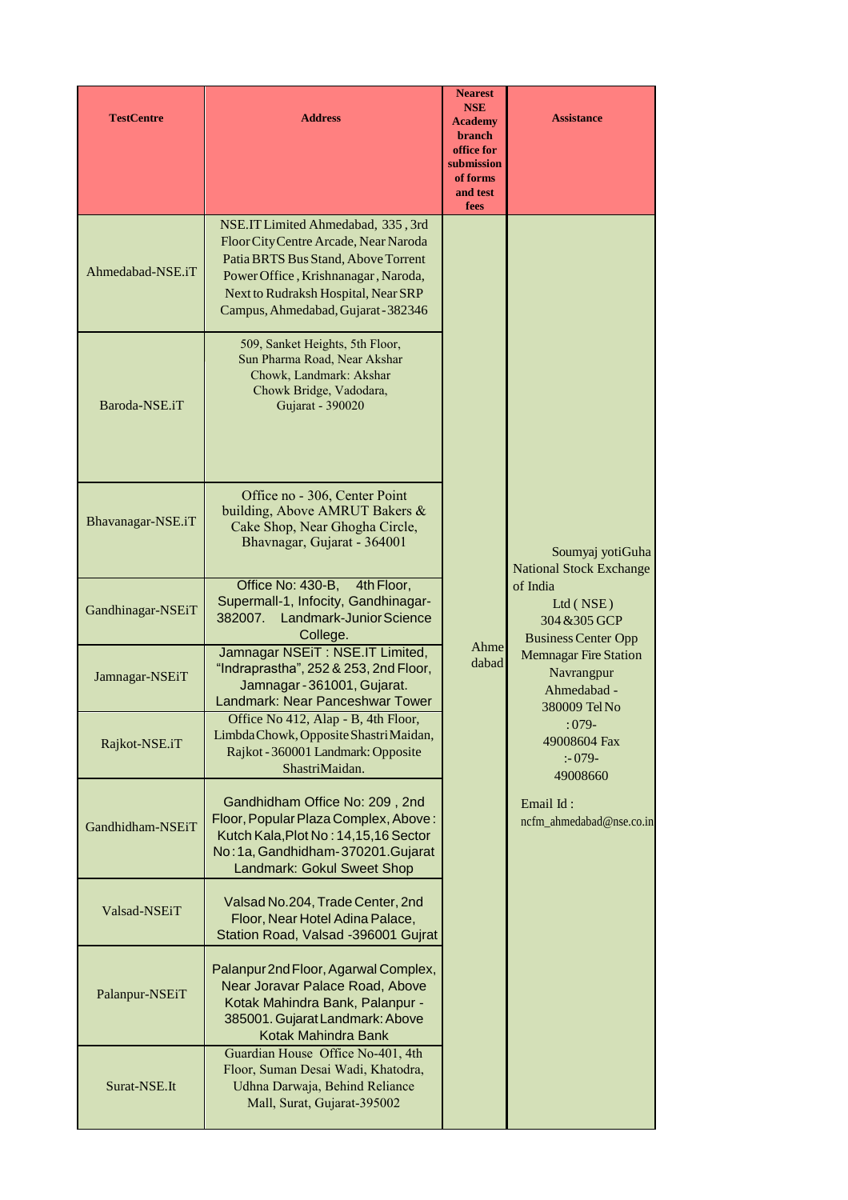| TestCentre | Address | Nearest NSE Academy branch office for submission of forms and test fees | Assistance |
|---|---|---|---|
| Ahmedabad-NSE.iT | NSE.IT Limited Ahmedabad, 335 , 3rd Floor City Centre Arcade, Near Naroda Patia BRTS Bus Stand, Above Torrent Power Office , Krishnanagar , Naroda, Next to Rudraksh Hospital, Near SRP Campus, Ahmedabad, Gujarat - 382346 | Ahmedabad | Soumyaj yotiGuha National Stock Exchange of India Ltd ( NSE ) 304 &305 GCP Business Center Opp Memnagar Fire Station Navrangpur Ahmedabad - 380009 Tel No : 079- 49008604 Fax :- 079- 49008660 Email Id : ncfm_ahmedabad@nse.co.in |
| Baroda-NSE.iT | 509, Sanket Heights, 5th Floor, Sun Pharma Road, Near Akshar Chowk, Landmark: Akshar Chowk Bridge, Vadodara, Gujarat - 390020 | | |
| Bhavanagar-NSE.iT | Office no - 306, Center Point building, Above AMRUT Bakers & Cake Shop, Near Ghogha Circle, Bhavnagar, Gujarat - 364001 | | |
| Gandhinagar-NSEiT | Office No: 430-B, 4th Floor, Supermall-1, Infocity, Gandhinagar-382007. Landmark-Junior Science College. | | |
| Jamnagar-NSEiT | Jamnagar NSEiT : NSE.IT Limited, "Indraprastha", 252 & 253, 2nd Floor, Jamnagar - 361001, Gujarat. Landmark: Near Panceshwar Tower | | |
| Rajkot-NSE.iT | Office No 412, Alap - B, 4th Floor, Limbda Chowk, Opposite Shastri Maidan, Rajkot - 360001 Landmark: Opposite ShastriMaidan. | | |
| Gandhidham-NSEiT | Gandhidham Office No: 209 , 2nd Floor, Popular Plaza Complex, Above : Kutch Kala, Plot No : 14,15,16 Sector No : 1a, Gandhidham- 370201.Gujarat Landmark: Gokul Sweet Shop | | |
| Valsad-NSEiT | Valsad No.204, Trade Center, 2nd Floor, Near Hotel Adina Palace, Station Road, Valsad -396001 Gujrat | | |
| Palanpur-NSEiT | Palanpur 2nd Floor, Agarwal Complex, Near Joravar Palace Road, Above Kotak Mahindra Bank, Palanpur - 385001. Gujarat Landmark: Above Kotak Mahindra Bank | | |
| Surat-NSE.It | Guardian House Office No-401, 4th Floor, Suman Desai Wadi, Khatodra, Udhna Darwaja, Behind Reliance Mall, Surat, Gujarat-395002 | | |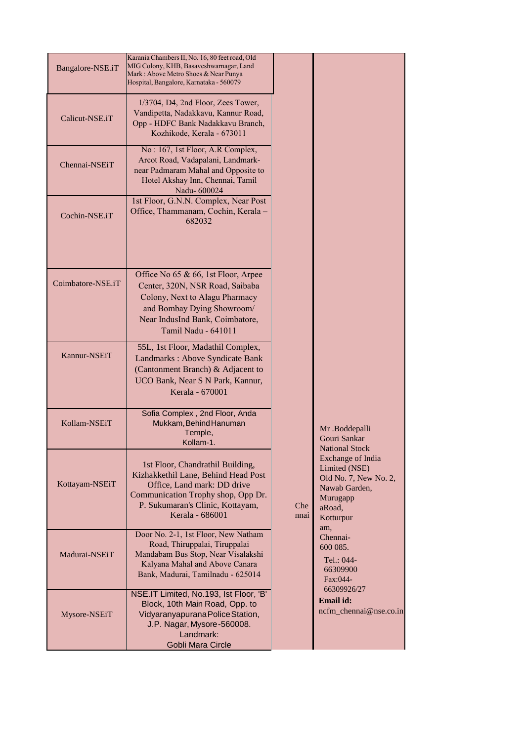| | | | |
|---|---|---|---|
| Bangalore-NSE.iT | Karania Chambers II, No. 16, 80 feet road, Old MIG Colony, KHB, Basaveshwarnagar, Land Mark : Above Metro Shoes & Near Punya Hospital, Bangalore, Karnataka - 560079 | | |
| Calicut-NSE.iT | 1/3704, D4, 2nd Floor, Zees Tower, Vandipetta, Nadakkavu, Kannur Road, Opp - HDFC Bank Nadakkavu Branch, Kozhikode, Kerala - 673011 | | |
| Chennai-NSEiT | No : 167, 1st Floor, A.R Complex, Arcot Road, Vadapalani, Landmark- near Padmaram Mahal and Opposite to Hotel Akshay Inn, Chennai, Tamil Nadu- 600024 | | |
| Cochin-NSE.iT | 1st Floor, G.N.N. Complex, Near Post Office, Thammanam, Cochin, Kerala – 682032 | | |
| Coimbatore-NSE.iT | Office No 65 & 66, 1st Floor, Arpee Center, 320N, NSR Road, Saibaba Colony, Next to Alagu Pharmacy and Bombay Dying Showroom/ Near IndusInd Bank, Coimbatore, Tamil Nadu - 641011 | | |
| Kannur-NSEiT | 55L, 1st Floor, Madathil Complex, Landmarks : Above Syndicate Bank (Cantonment Branch) & Adjacent to UCO Bank, Near S N Park, Kannur, Kerala - 670001 | | |
| Kollam-NSEiT | Sofia Complex , 2nd Floor, Anda Mukkam, Behind Hanuman Temple, Kollam-1. | | |
| Kottayam-NSEiT | 1st Floor, Chandrathil Building, Kizhakkethil Lane, Behind Head Post Office, Land mark: DD drive Communication Trophy shop, Opp Dr. P. Sukumaran's Clinic, Kottayam, Kerala - 686001 | Chennai | Mr .Boddepalli Gouri Sankar National Stock Exchange of India Limited (NSE) Old No. 7, New No. 2, Nawab Garden, Murugappa Road, Kotturpuram, Chennai- 600 085. Tel.: 044-66309900 Fax:044-66309926/27 **Email id:** ncfm_chennai@nse.co.in |
| Madurai-NSEiT | Door No. 2-1, 1st Floor, New Natham Road, Thiruppalai, Tiruppalai Mandabam Bus Stop, Near Visalakshi Kalyana Mahal and Above Canara Bank, Madurai, Tamilnadu - 625014 | | |
| Mysore-NSEiT | NSE.IT Limited, No.193, Ist Floor, 'B' Block, 10th Main Road, Opp. to Vidyaranyapurana Police Station, J.P. Nagar, Mysore-560008. Landmark: Gobli Mara Circle | | |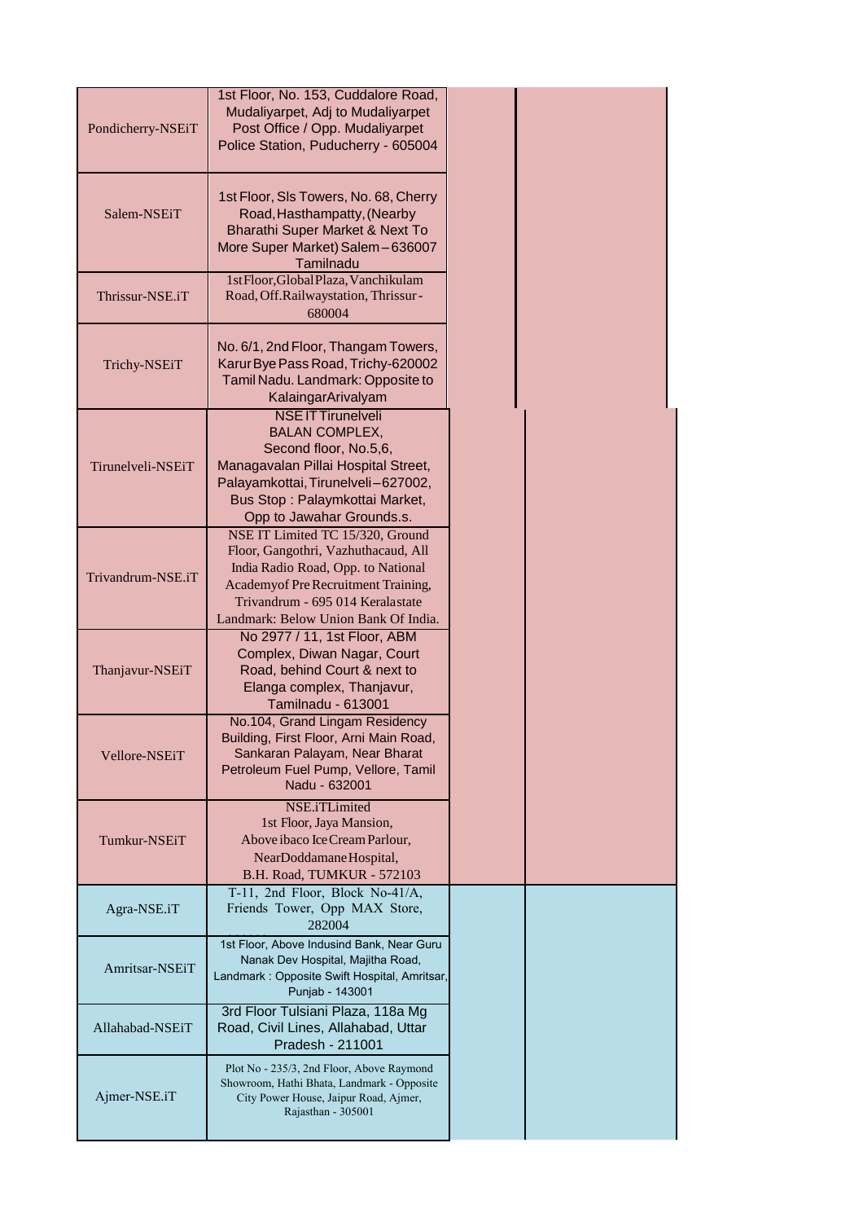| | | | |
|---|---|---|---|
| Pondicherry-NSEiT | 1st Floor, No. 153, Cuddalore Road, Mudaliyarpet, Adj to Mudaliyarpet Post Office / Opp. Mudaliyarpet Police Station, Puducherry - 605004 | | |
| Salem-NSEiT | 1st Floor, Sls Towers, No. 68, Cherry Road, Hasthampatty, (Nearby Bharathi Super Market & Next To More Super Market) Salem – 636007 Tamilnadu | | |
| Thrissur-NSE.iT | 1stFloor,GlobalPlaza,Vanchikulam Road, Off.Railwaystation, Thrissur - 680004 | | |
| Trichy-NSEiT | No. 6/1, 2nd Floor, Thangam Towers, Karur Bye Pass Road, Trichy-620002 Tamil Nadu. Landmark: Opposite to KalaingarArivalyam | | |
| Tirunelveli-NSEiT | NSE IT Tirunelveli BALAN COMPLEX, Second floor, No.5,6, Managavalan Pillai Hospital Street, Palayamkottai, Tirunelveli – 627002, Bus Stop : Palaymkottai Market, Opp to Jawahar Grounds.s. | | |
| Trivandrum-NSE.iT | NSE IT Limited TC 15/320, Ground Floor, Gangothri, Vazhuthacaud, All India Radio Road, Opp. to National Academyof Pre Recruitment Training, Trivandrum - 695 014 Keralastate Landmark: Below Union Bank Of India. | | |
| Thanjavur-NSEiT | No 2977 / 11, 1st Floor, ABM Complex, Diwan Nagar, Court Road, behind Court & next to Elanga complex, Thanjavur, Tamilnadu - 613001 | | |
| Vellore-NSEiT | No.104, Grand Lingam Residency Building, First Floor, Arni Main Road, Sankaran Palayam, Near Bharat Petroleum Fuel Pump, Vellore, Tamil Nadu - 632001 | | |
| Tumkur-NSEiT | NSE.iTLimited 1st Floor, Jaya Mansion, Above ibaco Ice Cream Parlour, NearDoddamane Hospital, B.H. Road, TUMKUR - 572103 | | |
| Agra-NSE.iT | T-11, 2nd Floor, Block No-41/A, Friends Tower, Opp MAX Store, 282004 | | |
| Amritsar-NSEiT | 1st Floor, Above Indusind Bank, Near Guru Nanak Dev Hospital, Majitha Road, Landmark : Opposite Swift Hospital, Amritsar, Punjab - 143001 | | |
| Allahabad-NSEiT | 3rd Floor Tulsiani Plaza, 118a Mg Road, Civil Lines, Allahabad, Uttar Pradesh - 211001 | | |
| Ajmer-NSE.iT | Plot No - 235/3, 2nd Floor, Above Raymond Showroom, Hathi Bhata, Landmark - Opposite City Power House, Jaipur Road, Ajmer, Rajasthan - 305001 | | |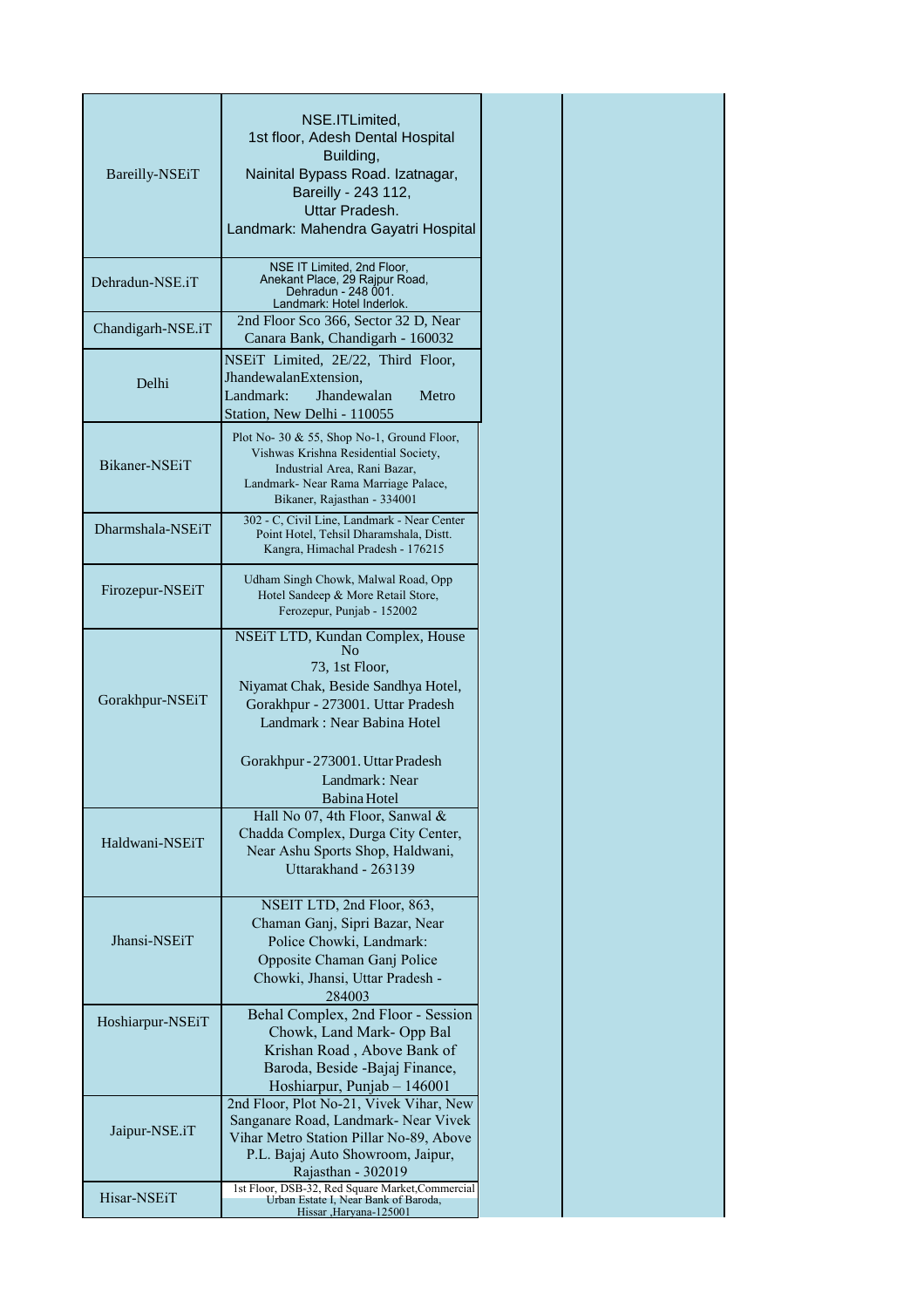| | | | |
|---|---|---|---|
| Bareilly-NSEiT | NSE.ITLimited, 1st floor, Adesh Dental Hospital Building, Nainital Bypass Road. Izatnagar, Bareilly - 243 112, Uttar Pradesh. Landmark: Mahendra Gayatri Hospital | | |
| Dehradun-NSE.iT | NSE IT Limited, 2nd Floor, Anekant Place, 29 Rajpur Road, Dehradun - 248 001. Landmark: Hotel Inderlok. | | |
| Chandigarh-NSE.iT | 2nd Floor Sco 366, Sector 32 D, Near Canara Bank, Chandigarh - 160032 | | |
| Delhi | NSEiT Limited, 2E/22, Third Floor, JhandewalanExtension, Landmark: Jhandewalan Metro Station, New Delhi - 110055 | | |
| Bikaner-NSEiT | Plot No- 30 & 55, Shop No-1, Ground Floor, Vishwas Krishna Residential Society, Industrial Area, Rani Bazar, Landmark- Near Rama Marriage Palace, Bikaner, Rajasthan - 334001 | | |
| Dharmshala-NSEiT | 302 - C, Civil Line, Landmark - Near Center Point Hotel, Tehsil Dharamshala, Distt. Kangra, Himachal Pradesh - 176215 | | |
| Firozepur-NSEiT | Udham Singh Chowk, Malwal Road, Opp Hotel Sandeep & More Retail Store, Ferozepur, Punjab - 152002 | | |
| Gorakhpur-NSEiT | NSEiT LTD, Kundan Complex, House No 73, 1st Floor, Niyamat Chak, Beside Sandhya Hotel, Gorakhpur - 273001. Uttar Pradesh Landmark : Near Babina Hotel Gorakhpur - 273001. Uttar Pradesh Landmark : Near Babina Hotel | | |
| Haldwani-NSEiT | Hall No 07, 4th Floor, Sanwal & Chadda Complex, Durga City Center, Near Ashu Sports Shop, Haldwani, Uttarakhand - 263139 | | |
| Jhansi-NSEiT | NSEIT LTD, 2nd Floor, 863, Chaman Ganj, Sipri Bazar, Near Police Chowki, Landmark: Opposite Chaman Ganj Police Chowki, Jhansi, Uttar Pradesh - 284003 | | |
| Hoshiarpur-NSEiT | Behal Complex, 2nd Floor - Session Chowk, Land Mark- Opp Bal Krishan Road , Above Bank of Baroda, Beside -Bajaj Finance, Hoshiarpur, Punjab – 146001 | | |
| Jaipur-NSE.iT | 2nd Floor, Plot No-21, Vivek Vihar, New Sanganare Road, Landmark- Near Vivek Vihar Metro Station Pillar No-89, Above P.L. Bajaj Auto Showroom, Jaipur, Rajasthan - 302019 | | |
| Hisar-NSEiT | 1st Floor, DSB-32, Red Square Market,Commercial Urban Estate I, Near Bank of Baroda, Hissar ,Haryana-125001 | | |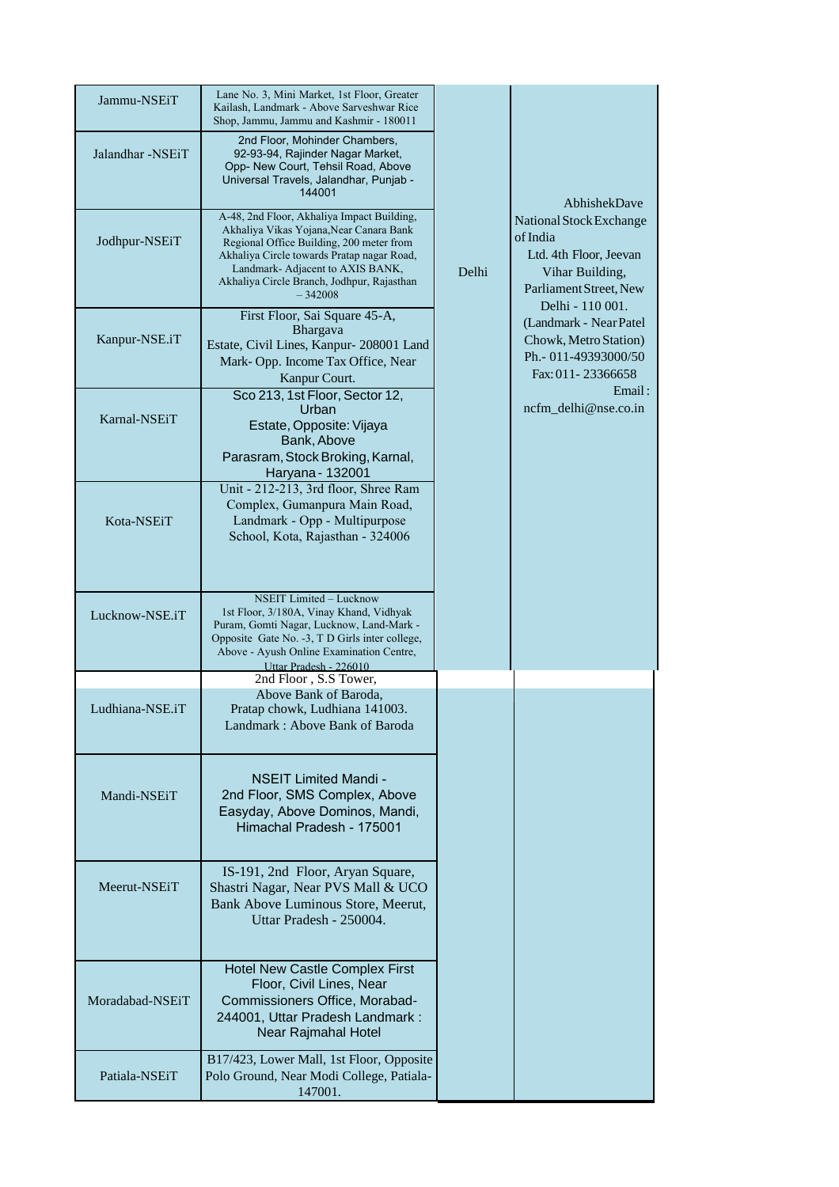| | | | |
|---|---|---|---|
| Jammu-NSEiT | Lane No. 3, Mini Market, 1st Floor, Greater Kailash, Landmark - Above Sarveshwar Rice Shop, Jammu, Jammu and Kashmir - 180011 | Delhi | AbhishekDave National Stock Exchange of India Ltd. 4th Floor, Jeevan Vihar Building, Parliament Street, New Delhi - 110 001. (Landmark - Near Patel Chowk, Metro Station) Ph.- 011-49393000/50 Fax: 011- 23366658 Email : ncfm_delhi@nse.co.in |
| Jalandhar -NSEiT | 2nd Floor, Mohinder Chambers, 92-93-94, Rajinder Nagar Market, Opp- New Court, Tehsil Road, Above Universal Travels, Jalandhar, Punjab - 144001 | | |
| Jodhpur-NSEiT | A-48, 2nd Floor, Akhaliya Impact Building, Akhaliya Vikas Yojana,Near Canara Bank Regional Office Building, 200 meter from Akhaliya Circle towards Pratap nagar Road, Landmark- Adjacent to AXIS BANK, Akhaliya Circle Branch, Jodhpur, Rajasthan – 342008 | | |
| Kanpur-NSE.iT | First Floor, Sai Square 45-A, Bhargava Estate, Civil Lines, Kanpur- 208001 Land Mark- Opp. Income Tax Office, Near Kanpur Court. | | |
| Karnal-NSEiT | Sco 213, 1st Floor, Sector 12, Urban Estate, Opposite: Vijaya Bank, Above Parasram, Stock Broking, Karnal, Haryana - 132001 | | |
| Kota-NSEiT | Unit - 212-213, 3rd floor, Shree Ram Complex, Gumanpura Main Road, Landmark - Opp - Multipurpose School, Kota, Rajasthan - 324006 | | |
| Lucknow-NSE.iT | NSEIT Limited – Lucknow 1st Floor, 3/180A, Vinay Khand, Vidhyak Puram, Gomti Nagar, Lucknow, Land-Mark - Opposite Gate No. -3, T D Girls inter college, Above - Ayush Online Examination Centre, Uttar Pradesh - 226010 | | |
| Ludhiana-NSE.iT | 2nd Floor , S.S Tower, Above Bank of Baroda, Pratap chowk, Ludhiana 141003. Landmark : Above Bank of Baroda | | |
| Mandi-NSEiT | NSEIT Limited Mandi - 2nd Floor, SMS Complex, Above Easyday, Above Dominos, Mandi, Himachal Pradesh - 175001 | | |
| Meerut-NSEiT | IS-191, 2nd Floor, Aryan Square, Shastri Nagar, Near PVS Mall & UCO Bank Above Luminous Store, Meerut, Uttar Pradesh - 250004. | | |
| Moradabad-NSEiT | Hotel New Castle Complex First Floor, Civil Lines, Near Commissioners Office, Morabad-244001, Uttar Pradesh Landmark : Near Rajmahal Hotel | | |
| Patiala-NSEiT | B17/423, Lower Mall, 1st Floor, Opposite Polo Ground, Near Modi College, Patiala-147001. | | |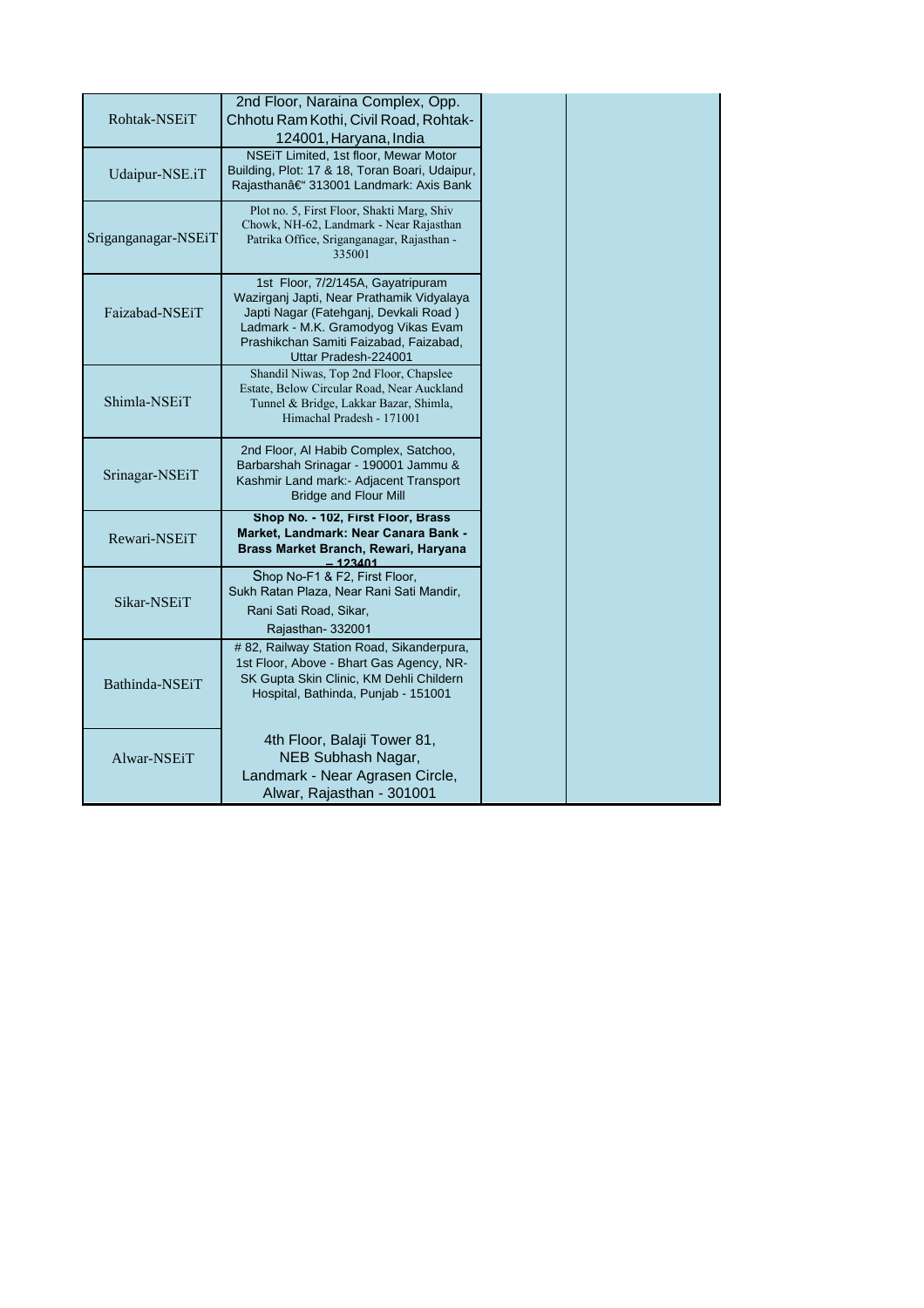| | | | |
|---|---|---|---|
| Rohtak-NSEiT | 2nd Floor, Naraina Complex, Opp. Chhotu Ram Kothi, Civil Road, Rohtak-124001, Haryana, India | | |
| Udaipur-NSE.iT | NSEiT Limited, 1st floor, Mewar Motor Building, Plot: 17 & 18, Toran Boari, Udaipur, Rajasthanâ€“ 313001 Landmark: Axis Bank | | |
| Sriganganagar-NSEiT | Plot no. 5, First Floor, Shakti Marg, Shiv Chowk, NH-62, Landmark - Near Rajasthan Patrika Office, Sriganganagar, Rajasthan - 335001 | | |
| Faizabad-NSEiT | 1st Floor, 7/2/145A, Gayatripuram Wazirganj Japti, Near Prathamik Vidyalaya Japti Nagar (Fatehganj, Devkali Road ) Ladmark - M.K. Gramodyog Vikas Evam Prashikchan Samiti Faizabad, Faizabad, Uttar Pradesh-224001 | | |
| Shimla-NSEiT | Shandil Niwas, Top 2nd Floor, Chapslee Estate, Below Circular Road, Near Auckland Tunnel & Bridge, Lakkar Bazar, Shimla, Himachal Pradesh - 171001 | | |
| Srinagar-NSEiT | 2nd Floor, Al Habib Complex, Satchoo, Barbarshah Srinagar - 190001 Jammu & Kashmir Land mark:- Adjacent Transport Bridge and Flour Mill | | |
| Rewari-NSEiT | **Shop No. - 102, First Floor, Brass Market, Landmark: Near Canara Bank - Brass Market Branch, Rewari, Haryana – 123401** | | |
| Sikar-NSEiT | Shop No-F1 & F2, First Floor, Sukh Ratan Plaza, Near Rani Sati Mandir, Rani Sati Road, Sikar, Rajasthan- 332001 | | |
| Bathinda-NSEiT | # 82, Railway Station Road, Sikanderpura, 1st Floor, Above - Bhart Gas Agency, NR-SK Gupta Skin Clinic, KM Dehli Childern Hospital, Bathinda, Punjab - 151001 | | |
| Alwar-NSEiT | 4th Floor, Balaji Tower 81, NEB Subhash Nagar, Landmark - Near Agrasen Circle, Alwar, Rajasthan - 301001 | | |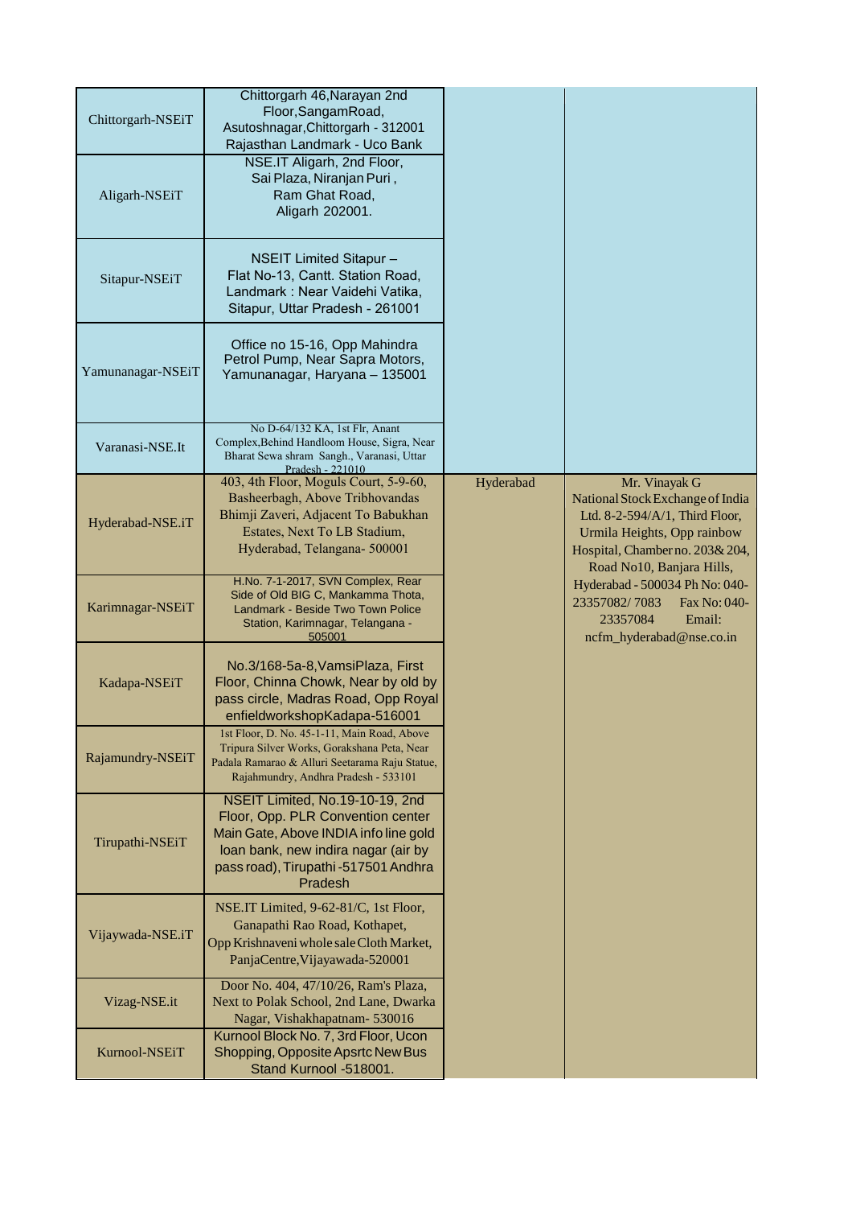| | | | |
|---|---|---|---|
| Chittorgarh-NSEiT | Chittorgarh 46,Narayan 2nd Floor,SangamRoad, Asutoshnagar,Chittorgarh - 312001 Rajasthan Landmark - Uco Bank | | |
| Aligarh-NSEiT | NSE.IT Aligarh, 2nd Floor, Sai Plaza, Niranjan Puri , Ram Ghat Road, Aligarh 202001. | | |
| Sitapur-NSEiT | NSEIT Limited Sitapur – Flat No-13, Cantt. Station Road, Landmark : Near Vaidehi Vatika, Sitapur, Uttar Pradesh - 261001 | | |
| Yamunanagar-NSEiT | Office no 15-16, Opp Mahindra Petrol Pump, Near Sapra Motors, Yamunanagar, Haryana – 135001 | | |
| Varanasi-NSE.It | No D-64/132 KA, 1st Flr, Anant Complex,Behind Handloom House, Sigra, Near Bharat Sewa shram Sangh., Varanasi, Uttar Pradesh - 221010 | | |
| Hyderabad-NSE.iT | 403, 4th Floor, Moguls Court, 5-9-60, Basheerbagh, Above Tribhovandas Bhimji Zaveri, Adjacent To Babukhan Estates, Next To LB Stadium, Hyderabad, Telangana- 500001 | Hyderabad | Mr. Vinayak G National Stock Exchange of India Ltd. 8-2-594/A/1, Third Floor, Urmila Heights, Opp rainbow Hospital, Chamber no. 203& 204, Road No10, Banjara Hills, Hyderabad - 500034 Ph No: 040-23357082/ 7083 Fax No: 040-23357084 Email: ncfm_hyderabad@nse.co.in |
| Karimnagar-NSEiT | H.No. 7-1-2017, SVN Complex, Rear Side of Old BIG C, Mankamma Thota, Landmark - Beside Two Town Police Station, Karimnagar, Telangana - 505001 | | |
| Kadapa-NSEiT | No.3/168-5a-8,VamsiPlaza, First Floor, Chinna Chowk, Near by old by pass circle, Madras Road, Opp Royal enfieldworkshopKadapa-516001 | | |
| Rajamundry-NSEiT | 1st Floor, D. No. 45-1-11, Main Road, Above Tripura Silver Works, Gorakshana Peta, Near Padala Ramarao & Alluri Seetarama Raju Statue, Rajahmundry, Andhra Pradesh - 533101 | | |
| Tirupathi-NSEiT | NSEIT Limited, No.19-10-19, 2nd Floor, Opp. PLR Convention center Main Gate, Above INDIA info line gold loan bank, new indira nagar (air by pass road), Tirupathi -517501 Andhra Pradesh | | |
| Vijaywada-NSE.iT | NSE.IT Limited, 9-62-81/C, 1st Floor, Ganapathi Rao Road, Kothapet, Opp Krishnaveni whole sale Cloth Market, PanjaCentre,Vijayawada-520001 | | |
| Vizag-NSE.it | Door No. 404, 47/10/26, Ram's Plaza, Next to Polak School, 2nd Lane, Dwarka Nagar, Vishakhapatnam- 530016 | | |
| Kurnool-NSEiT | Kurnool Block No. 7, 3rd Floor, Ucon Shopping, Opposite Apsrtc New Bus Stand Kurnool -518001. | | |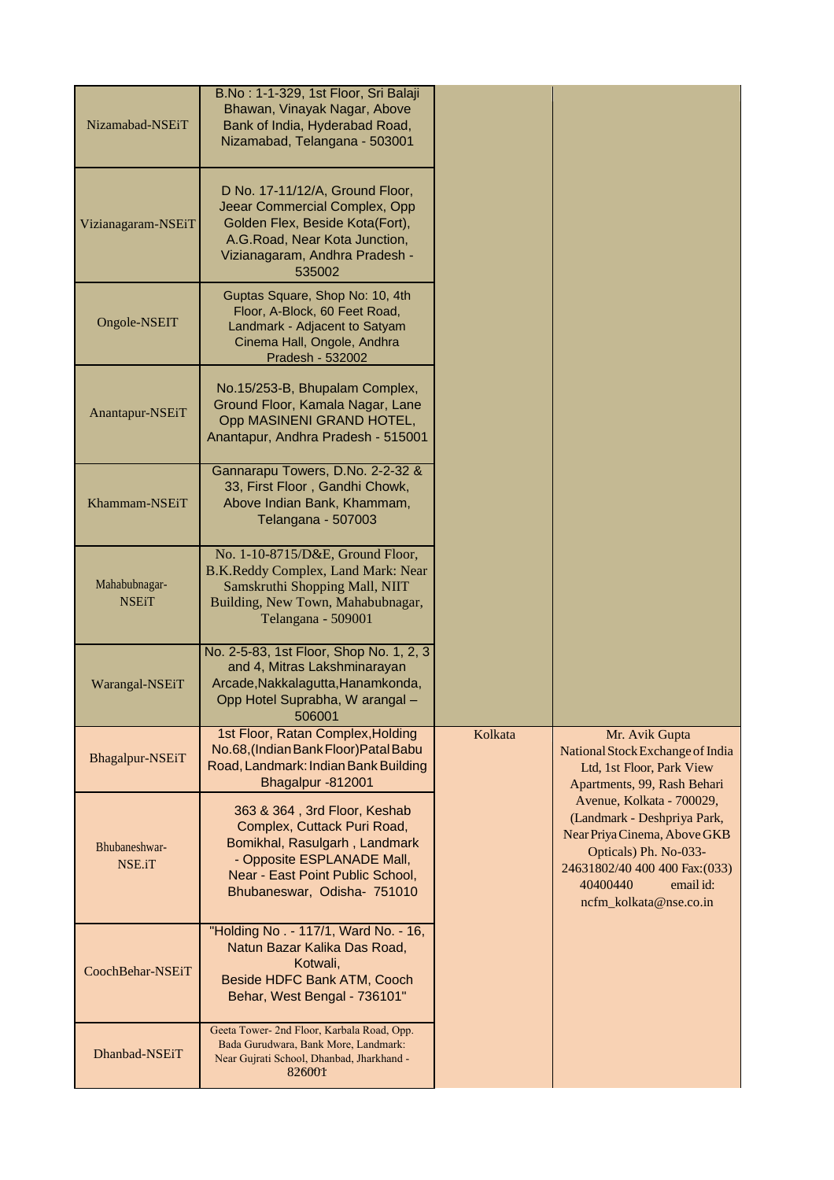| | | | |
|---|---|---|---|
| Nizamabad-NSEiT | B.No : 1-1-329, 1st Floor, Sri Balaji Bhawan, Vinayak Nagar, Above Bank of India, Hyderabad Road, Nizamabad, Telangana - 503001 | | |
| Vizianagaram-NSEiT | D No. 17-11/12/A, Ground Floor, Jeear Commercial Complex, Opp Golden Flex, Beside Kota(Fort), A.G.Road, Near Kota Junction, Vizianagaram, Andhra Pradesh - 535002 | | |
| Ongole-NSEIT | Guptas Square, Shop No: 10, 4th Floor, A-Block, 60 Feet Road, Landmark - Adjacent to Satyam Cinema Hall, Ongole, Andhra Pradesh - 532002 | | |
| Anantapur-NSEiT | No.15/253-B, Bhupalam Complex, Ground Floor, Kamala Nagar, Lane Opp MASINENI GRAND HOTEL, Anantapur, Andhra Pradesh - 515001 | | |
| Khammam-NSEiT | Gannarapu Towers, D.No. 2-2-32 & 33, First Floor , Gandhi Chowk, Above Indian Bank, Khammam, Telangana - 507003 | | |
| Mahabubnagar-NSEiT | No. 1-10-8715/D&E, Ground Floor, B.K.Reddy Complex, Land Mark: Near Samskruthi Shopping Mall, NIIT Building, New Town, Mahabubnagar, Telangana - 509001 | | |
| Warangal-NSEiT | No. 2-5-83, 1st Floor, Shop No. 1, 2, 3 and 4, Mitras Lakshminarayan Arcade,Nakkalagutta,Hanamkonda, Opp Hotel Suprabha, W arangal – 506001 | | |
| Bhagalpur-NSEiT | 1st Floor, Ratan Complex,Holding No.68,(Indian Bank Floor)Patal Babu Road, Landmark: Indian Bank Building Bhagalpur -812001 | Kolkata | Mr. Avik Gupta National Stock Exchange of India Ltd, 1st Floor, Park View Apartments, 99, Rash Behari Avenue, Kolkata - 700029, (Landmark - Deshpriya Park, Near Priya Cinema, Above GKB Opticals) Ph. No-033-24631802/40 400 400 Fax:(033) 40400440 email id: ncfm_kolkata@nse.co.in |
| Bhubaneshwar-NSE.iT | 363 & 364 , 3rd Floor, Keshab Complex, Cuttack Puri Road, Bomikhal, Rasulgarh , Landmark - Opposite ESPLANADE Mall, Near - East Point Public School, Bhubaneswar, Odisha- 751010 | | |
| CoochBehar-NSEiT | "Holding No . - 117/1, Ward No. - 16, Natun Bazar Kalika Das Road, Kotwali, Beside HDFC Bank ATM, Cooch Behar, West Bengal - 736101" | | |
| Dhanbad-NSEiT | Geeta Tower- 2nd Floor, Karbala Road, Opp. Bada Gurudwara, Bank More, Landmark: Near Gujrati School, Dhanbad, Jharkhand - 826001 | | |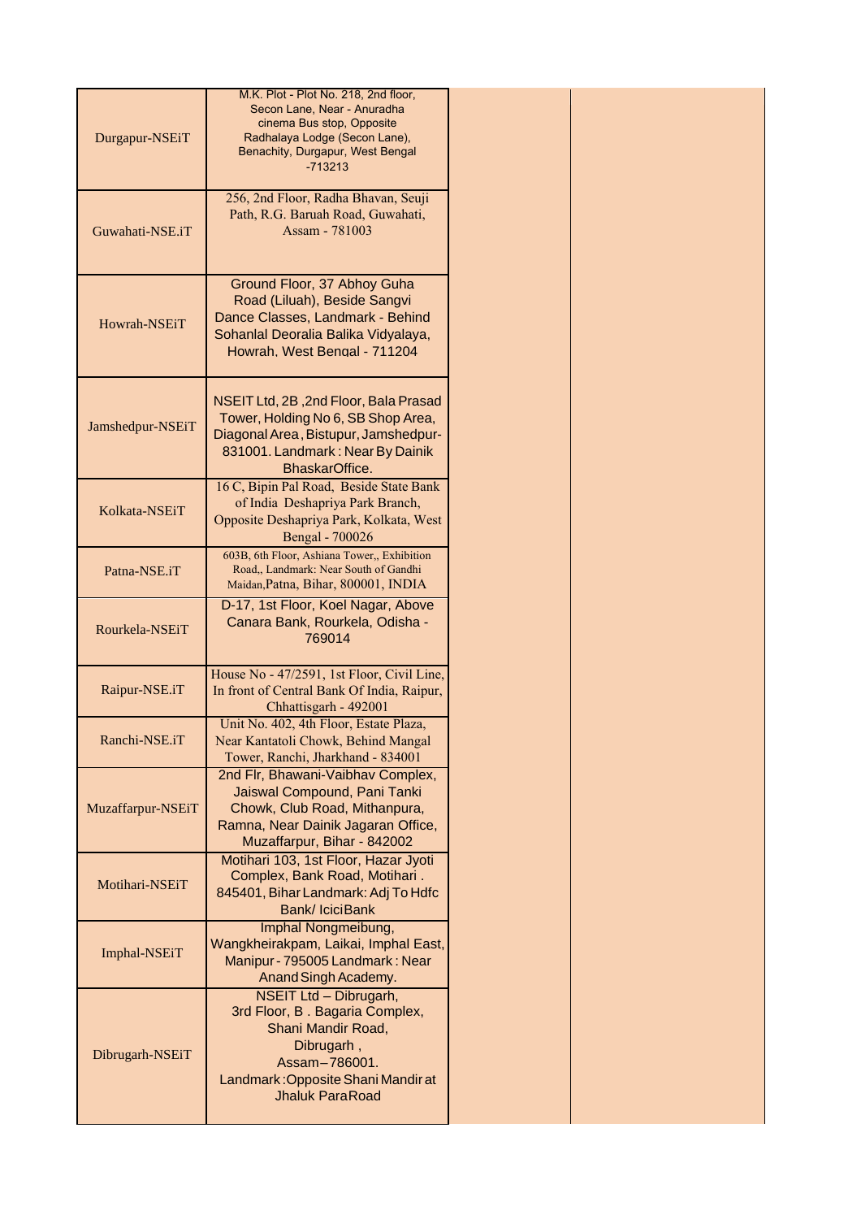| | | | |
|---|---|---|---|
| Durgapur-NSEiT | M.K. Plot - Plot No. 218, 2nd floor, Secon Lane, Near - Anuradha cinema Bus stop, Opposite Radhalaya Lodge (Secon Lane), Benachity, Durgapur, West Bengal -713213 | | |
| Guwahati-NSE.iT | 256, 2nd Floor, Radha Bhavan, Seuji Path, R.G. Baruah Road, Guwahati, Assam - 781003 | | |
| Howrah-NSEiT | Ground Floor, 37 Abhoy Guha Road (Liluah), Beside Sangvi Dance Classes, Landmark - Behind Sohanlal Deoralia Balika Vidyalaya, Howrah, West Bengal - 711204 | | |
| Jamshedpur-NSEiT | NSEIT Ltd, 2B ,2nd Floor, Bala Prasad Tower, Holding No 6, SB Shop Area, Diagonal Area, Bistupur, Jamshedpur-831001. Landmark : Near By Dainik BhaskarOffice. | | |
| Kolkata-NSEiT | 16 C, Bipin Pal Road, Beside State Bank of India Deshapriya Park Branch, Opposite Deshapriya Park, Kolkata, West Bengal - 700026 | | |
| Patna-NSE.iT | 603B, 6th Floor, Ashiana Tower,, Exhibition Road,, Landmark: Near South of Gandhi Maidan,Patna, Bihar, 800001, INDIA | | |
| Rourkela-NSEiT | D-17, 1st Floor, Koel Nagar, Above Canara Bank, Rourkela, Odisha - 769014 | | |
| Raipur-NSE.iT | House No - 47/2591, 1st Floor, Civil Line, In front of Central Bank Of India, Raipur, Chhattisgarh - 492001 | | |
| Ranchi-NSE.iT | Unit No. 402, 4th Floor, Estate Plaza, Near Kantatoli Chowk, Behind Mangal Tower, Ranchi, Jharkhand - 834001 | | |
| Muzaffarpur-NSEiT | 2nd Flr, Bhawani-Vaibhav Complex, Jaiswal Compound, Pani Tanki Chowk, Club Road, Mithanpura, Ramna, Near Dainik Jagaran Office, Muzaffarpur, Bihar - 842002 | | |
| Motihari-NSEiT | Motihari 103, 1st Floor, Hazar Jyoti Complex, Bank Road, Motihari . 845401, Bihar Landmark: Adj To Hdfc Bank/ IciciBank | | |
| Imphal-NSEiT | Imphal Nongmeibung, Wangkheirakpam, Laikai, Imphal East, Manipur - 795005 Landmark : Near Anand Singh Academy. | | |
| Dibrugarh-NSEiT | NSEIT Ltd – Dibrugarh, 3rd Floor, B . Bagaria Complex, Shani Mandir Road, Dibrugarh , Assam – 786001. Landmark :Opposite Shani Mandir at Jhaluk ParaRoad | | |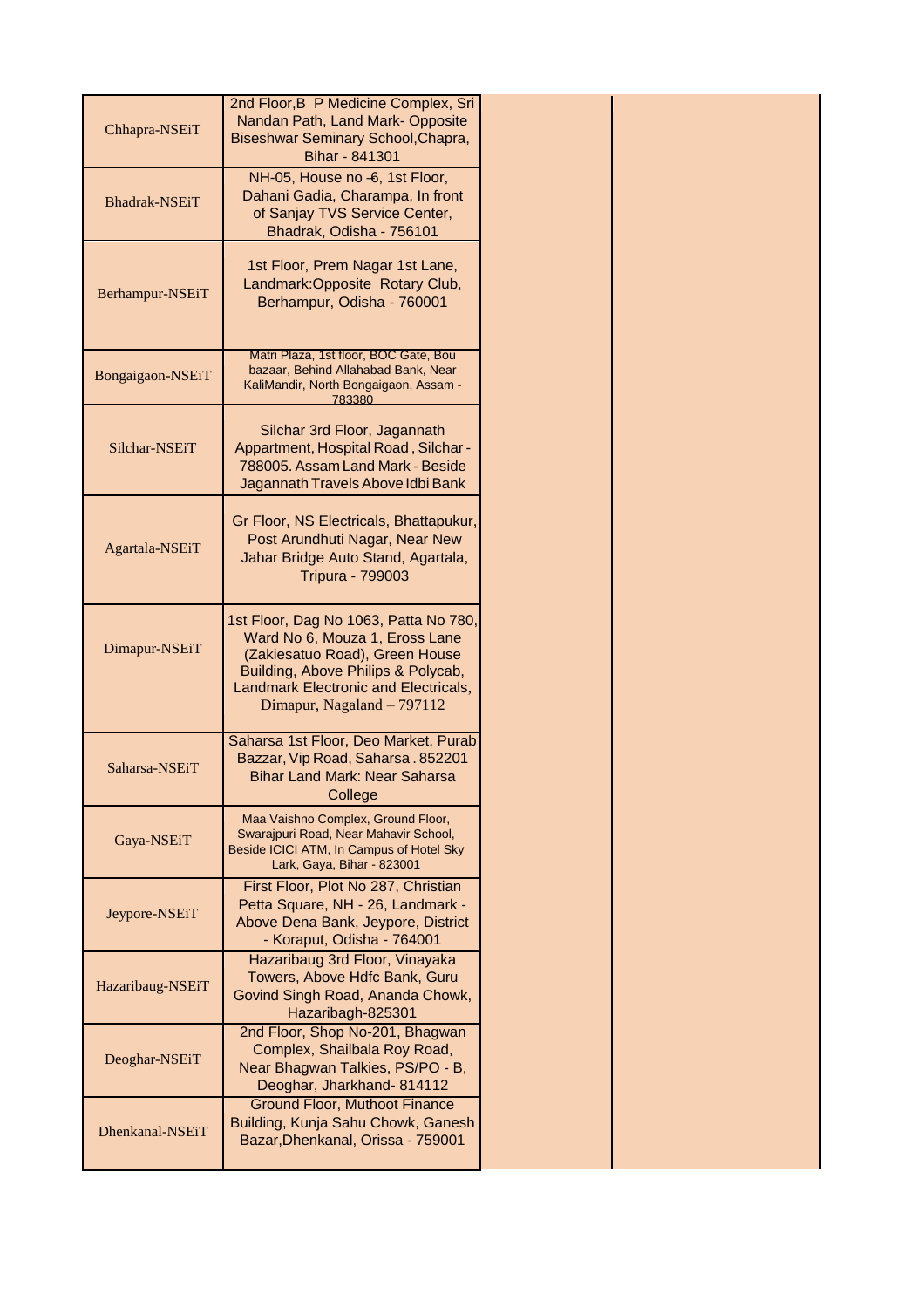| | | | |
|---|---|---|---|
| Chhapra-NSEiT | 2nd Floor,B P Medicine Complex, Sri Nandan Path, Land Mark- Opposite Biseshwar Seminary School,Chapra, Bihar - 841301 | | |
| Bhadrak-NSEiT | NH-05, House no -6, 1st Floor, Dahani Gadia, Charampa, In front of Sanjay TVS Service Center, Bhadrak, Odisha - 756101 | | |
| Berhampur-NSEiT | 1st Floor, Prem Nagar 1st Lane, Landmark:Opposite Rotary Club, Berhampur, Odisha - 760001 | | |
| Bongaigaon-NSEiT | Matri Plaza, 1st floor, BOC Gate, Bou bazaar, Behind Allahabad Bank, Near KaliMandir, North Bongaigaon, Assam - 783380 | | |
| Silchar-NSEiT | Silchar 3rd Floor, Jagannath Appartment, Hospital Road , Silchar - 788005. Assam Land Mark - Beside Jagannath Travels Above Idbi Bank | | |
| Agartala-NSEiT | Gr Floor, NS Electricals, Bhattapukur, Post Arundhuti Nagar, Near New Jahar Bridge Auto Stand, Agartala, Tripura - 799003 | | |
| Dimapur-NSEiT | 1st Floor, Dag No 1063, Patta No 780, Ward No 6, Mouza 1, Eross Lane (Zakiesatuo Road), Green House Building, Above Philips & Polycab, Landmark Electronic and Electricals, Dimapur, Nagaland – 797112 | | |
| Saharsa-NSEiT | Saharsa 1st Floor, Deo Market, Purab Bazzar, Vip Road, Saharsa . 852201 Bihar Land Mark: Near Saharsa College | | |
| Gaya-NSEiT | Maa Vaishno Complex, Ground Floor, Swarajpuri Road, Near Mahavir School, Beside ICICI ATM, In Campus of Hotel Sky Lark, Gaya, Bihar - 823001 | | |
| Jeypore-NSEiT | First Floor, Plot No 287, Christian Petta Square, NH - 26, Landmark - Above Dena Bank, Jeypore, District - Koraput, Odisha - 764001 | | |
| Hazaribaug-NSEiT | Hazaribaug 3rd Floor, Vinayaka Towers, Above Hdfc Bank, Guru Govind Singh Road, Ananda Chowk, Hazaribagh-825301 | | |
| Deoghar-NSEiT | 2nd Floor, Shop No-201, Bhagwan Complex, Shailbala Roy Road, Near Bhagwan Talkies, PS/PO - B, Deoghar, Jharkhand- 814112 | | |
| Dhenkanal-NSEiT | Ground Floor, Muthoot Finance Building, Kunja Sahu Chowk, Ganesh Bazar,Dhenkanal, Orissa - 759001 | | |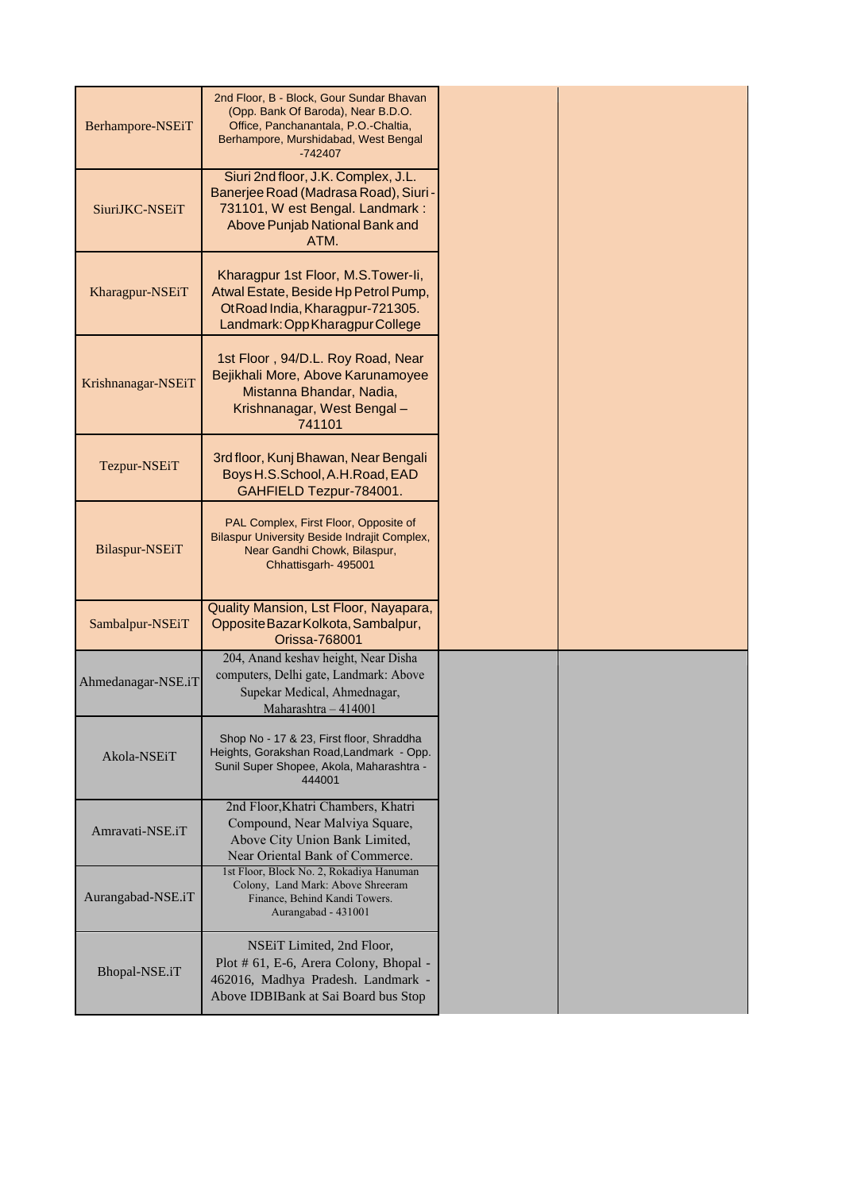| | | | |
|---|---|---|---|
| Berhampore-NSEiT | 2nd Floor, B - Block, Gour Sundar Bhavan (Opp. Bank Of Baroda), Near B.D.O. Office, Panchanantala, P.O.-Chaltia, Berhampore, Murshidabad, West Bengal -742407 | | |
| SiuriJKC-NSEiT | Siuri 2nd floor, J.K. Complex, J.L. Banerjee Road (Madrasa Road), Siuri - 731101, W est Bengal. Landmark : Above Punjab National Bank and ATM. | | |
| Kharagpur-NSEiT | Kharagpur 1st Floor, M.S.Tower-Ii, Atwal Estate, Beside Hp Petrol Pump, OtRoad India, Kharagpur-721305. Landmark:OppKharagpurCollege | | |
| Krishnanagar-NSEiT | 1st Floor , 94/D.L. Roy Road, Near Bejikhali More, Above Karunamoyee Mistanna Bhandar, Nadia, Krishnanagar, West Bengal – 741101 | | |
| Tezpur-NSEiT | 3rd floor, Kunj Bhawan, Near Bengali Boys H.S.School, A.H.Road, EAD GAHFIELD Tezpur-784001. | | |
| Bilaspur-NSEiT | PAL Complex, First Floor, Opposite of Bilaspur University Beside Indrajit Complex, Near Gandhi Chowk, Bilaspur, Chhattisgarh- 495001 | | |
| Sambalpur-NSEiT | Quality Mansion, Lst Floor, Nayapara, Opposite Bazar Kolkota, Sambalpur, Orissa-768001 | | |
| Ahmedanagar-NSE.iT | 204, Anand keshav height, Near Disha computers, Delhi gate, Landmark: Above Supekar Medical, Ahmednagar, Maharashtra – 414001 | | |
| Akola-NSEiT | Shop No - 17 & 23, First floor, Shraddha Heights, Gorakshan Road,Landmark - Opp. Sunil Super Shopee, Akola, Maharashtra - 444001 | | |
| Amravati-NSE.iT | 2nd Floor,Khatri Chambers, Khatri Compound, Near Malviya Square, Above City Union Bank Limited, Near Oriental Bank of Commerce. | | |
| Aurangabad-NSE.iT | 1st Floor, Block No. 2, Rokadiya Hanuman Colony, Land Mark: Above Shreeram Finance, Behind Kandi Towers. Aurangabad - 431001 | | |
| Bhopal-NSE.iT | NSEiT Limited, 2nd Floor, Plot # 61, E-6, Arera Colony, Bhopal - 462016, Madhya Pradesh. Landmark - Above IDBIBank at Sai Board bus Stop | | |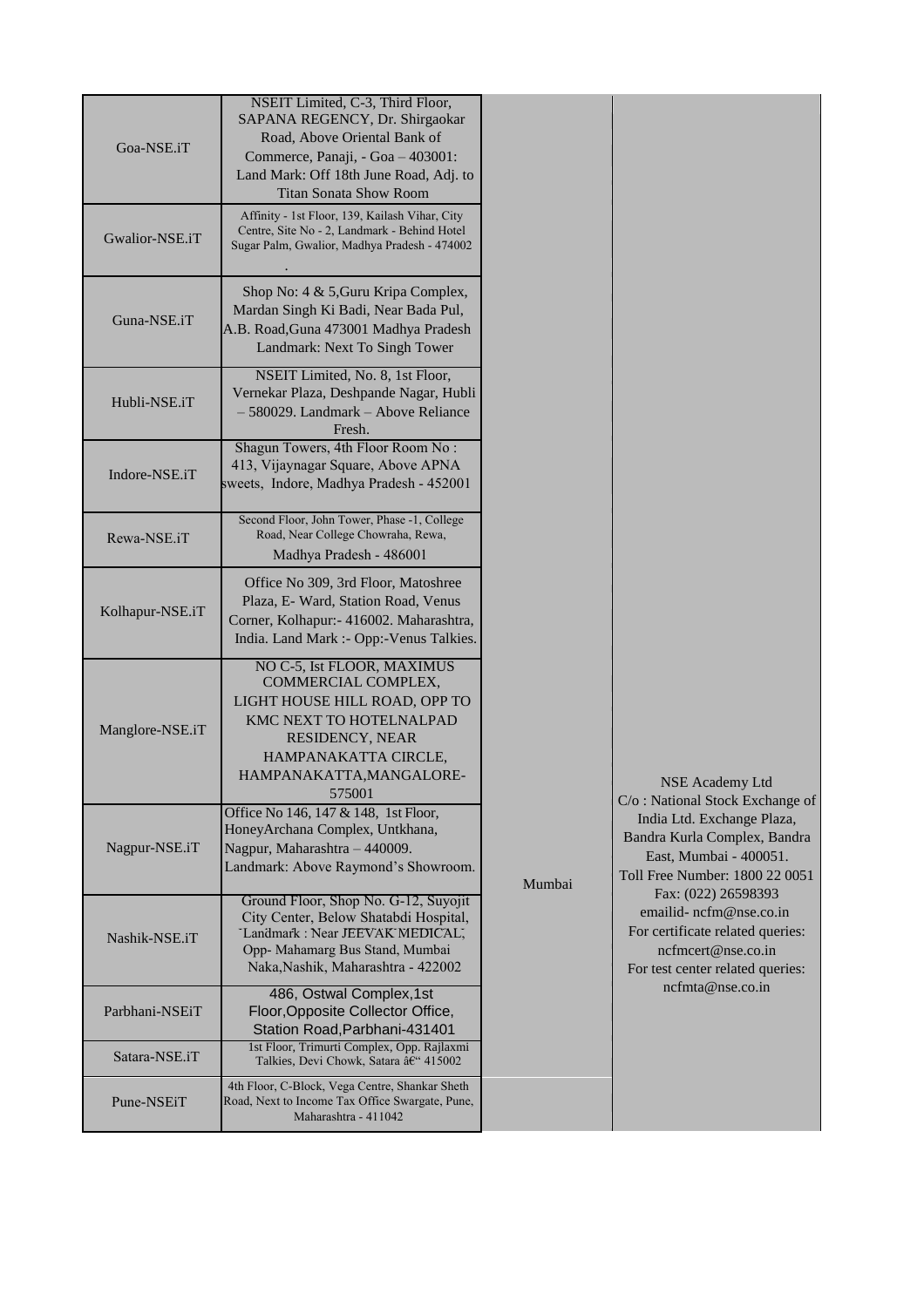| | | | |
|---|---|---|---|
| Goa-NSE.iT | NSEIT Limited, C-3, Third Floor, SAPANA REGENCY, Dr. Shirgaokar Road, Above Oriental Bank of Commerce, Panaji, - Goa – 403001: Land Mark: Off 18th June Road, Adj. to Titan Sonata Show Room | Mumbai | NSE Academy Ltd C/o : National Stock Exchange of India Ltd. Exchange Plaza, Bandra Kurla Complex, Bandra East, Mumbai - 400051. Toll Free Number: 1800 22 0051 Fax: (022) 26598393 emailid- ncfm@nse.co.in For certificate related queries: ncfmcert@nse.co.in For test center related queries: ncfmta@nse.co.in |
| Gwalior-NSE.iT | Affinity - 1st Floor, 139, Kailash Vihar, City Centre, Site No - 2, Landmark - Behind Hotel Sugar Palm, Gwalior, Madhya Pradesh - 474002 . | | |
| Guna-NSE.iT | Shop No: 4 & 5,Guru Kripa Complex, Mardan Singh Ki Badi, Near Bada Pul, A.B. Road,Guna 473001 Madhya Pradesh Landmark: Next To Singh Tower | | |
| Hubli-NSE.iT | NSEIT Limited, No. 8, 1st Floor, Vernekar Plaza, Deshpande Nagar, Hubli – 580029. Landmark – Above Reliance Fresh. | | |
| Indore-NSE.iT | Shagun Towers, 4th Floor Room No : 413, Vijaynagar Square, Above APNA sweets, Indore, Madhya Pradesh - 452001 | | |
| Rewa-NSE.iT | Second Floor, John Tower, Phase -1, College Road, Near College Chowraha, Rewa, Madhya Pradesh - 486001 | | |
| Kolhapur-NSE.iT | Office No 309, 3rd Floor, Matoshree Plaza, E- Ward, Station Road, Venus Corner, Kolhapur:- 416002. Maharashtra, India. Land Mark :- Opp:-Venus Talkies. | | |
| Manglore-NSE.iT | NO C-5, Ist FLOOR, MAXIMUS COMMERCIAL COMPLEX, LIGHT HOUSE HILL ROAD, OPP TO KMC NEXT TO HOTELNALPAD RESIDENCY, NEAR HAMPANAKATTA CIRCLE, HAMPANAKATTA,MANGALORE-575001 | | |
| Nagpur-NSE.iT | Office No 146, 147 & 148, 1st Floor, HoneyArchana Complex, Untkhana, Nagpur, Maharashtra – 440009. Landmark: Above Raymond's Showroom. | | |
| Nashik-NSE.iT | Ground Floor, Shop No. G-12, Suyojit City Center, Below Shatabdi Hospital, Landmark : Near JEEVAK MEDICAL, Opp- Mahamarg Bus Stand, Mumbai Naka,Nashik, Maharashtra - 422002 | | |
| Parbhani-NSEiT | 486, Ostwal Complex,1st Floor,Opposite Collector Office, Station Road,Parbhani-431401 | | |
| Satara-NSE.iT | 1st Floor, Trimurti Complex, Opp. Rajlaxmi Talkies, Devi Chowk, Satara â€" 415002 | | |
| Pune-NSEiT | 4th Floor, C-Block, Vega Centre, Shankar Sheth Road, Next to Income Tax Office Swargate, Pune, Maharashtra - 411042 | | |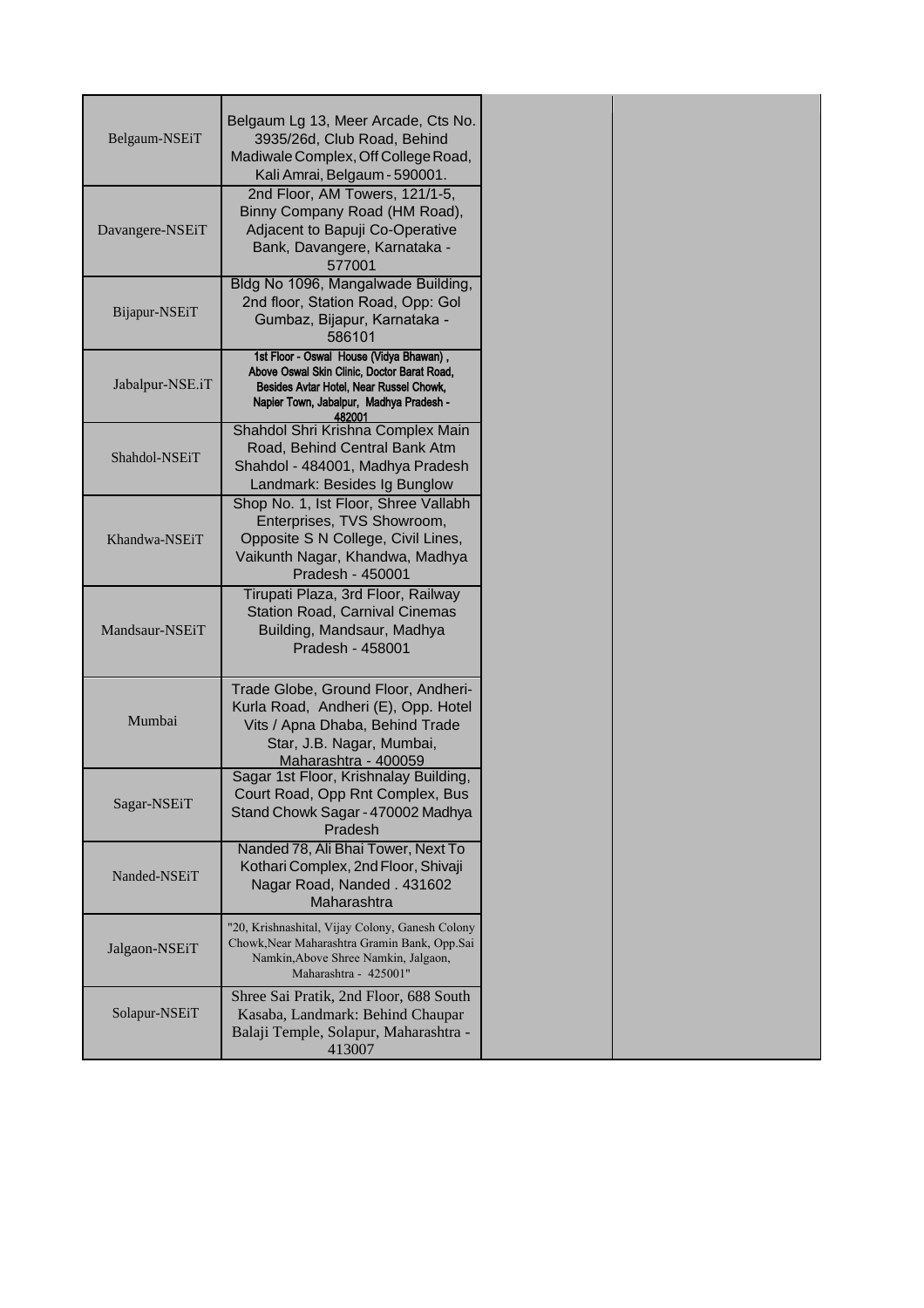| | | | |
|---|---|---|---|
| Belgaum-NSEiT | Belgaum Lg 13, Meer Arcade, Cts No. 3935/26d, Club Road, Behind Madiwale Complex, Off College Road, Kali Amrai, Belgaum - 590001. | | |
| Davangere-NSEiT | 2nd Floor, AM Towers, 121/1-5, Binny Company Road (HM Road), Adjacent to Bapuji Co-Operative Bank, Davangere, Karnataka - 577001 | | |
| Bijapur-NSEiT | Bldg No 1096, Mangalwade Building, 2nd floor, Station Road, Opp: Gol Gumbaz, Bijapur, Karnataka - 586101 | | |
| Jabalpur-NSE.iT | 1st Floor - Oswal House (Vidya Bhawan) , Above Oswal Skin Clinic, Doctor Barat Road, Besides Avtar Hotel, Near Russel Chowk, Napier Town, Jabalpur, Madhya Pradesh - 482001 | | |
| Shahdol-NSEiT | Shahdol Shri Krishna Complex Main Road, Behind Central Bank Atm Shahdol - 484001, Madhya Pradesh Landmark: Besides Ig Bunglow | | |
| Khandwa-NSEiT | Shop No. 1, Ist Floor, Shree Vallabh Enterprises, TVS Showroom, Opposite S N College, Civil Lines, Vaikunth Nagar, Khandwa, Madhya Pradesh - 450001 | | |
| Mandsaur-NSEiT | Tirupati Plaza, 3rd Floor, Railway Station Road, Carnival Cinemas Building, Mandsaur, Madhya Pradesh - 458001 | | |
| Mumbai | Trade Globe, Ground Floor, Andheri-Kurla Road, Andheri (E), Opp. Hotel Vits / Apna Dhaba, Behind Trade Star, J.B. Nagar, Mumbai, Maharashtra - 400059 | | |
| Sagar-NSEiT | Sagar 1st Floor, Krishnalay Building, Court Road, Opp Rnt Complex, Bus Stand Chowk Sagar - 470002 Madhya Pradesh | | |
| Nanded-NSEiT | Nanded 78, Ali Bhai Tower, Next To Kothari Complex, 2nd Floor, Shivaji Nagar Road, Nanded . 431602 Maharashtra | | |
| Jalgaon-NSEiT | "20, Krishnashital, Vijay Colony, Ganesh Colony Chowk,Near Maharashtra Gramin Bank, Opp.Sai Namkin,Above Shree Namkin, Jalgaon, Maharashtra - 425001" | | |
| Solapur-NSEiT | Shree Sai Pratik, 2nd Floor, 688 South Kasaba, Landmark: Behind Chaupar Balaji Temple, Solapur, Maharashtra - 413007 | | |